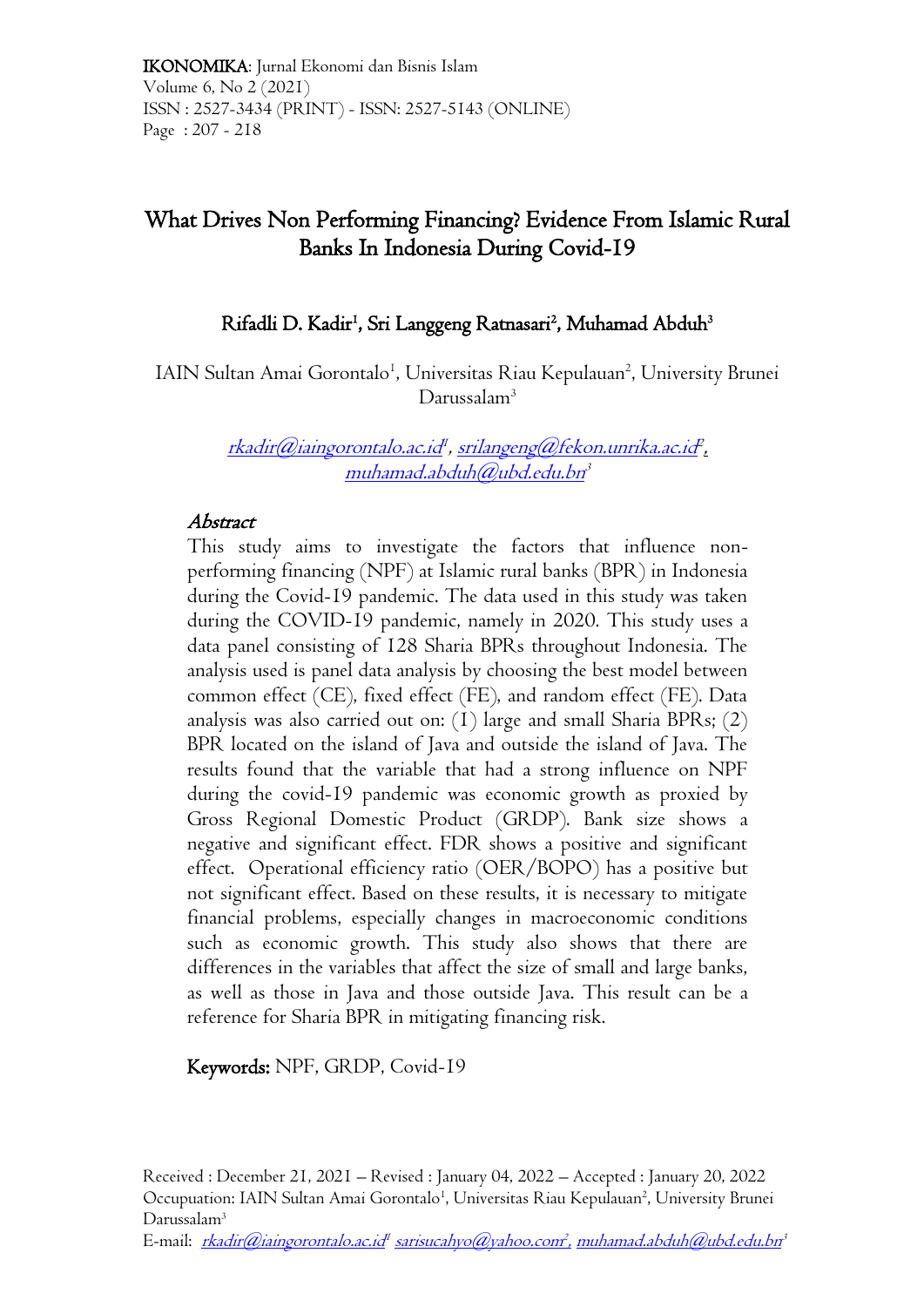# What Drives Non Performing Financing? Evidence From Islamic Rural Banks In Indonesia During Covid-19

**Rifadli D. Kadir[1], Sri Langgeng Ratnasari[2], Muhamad Abduh[3]**

IAIN Sultan Amai Gorontalo[1], Universitas Riau Kepulauan[2], University Brunei Darussalam[3]

rkadir@iaingorontalo.ac.id[1], srilangeng@fekon.unrika.ac.id[2], muhamad.abduh@ubd.edu.bn[3]

## *Abstract*

This study aims to investigate the factors that influence non-performing financing (NPF) at Islamic rural banks (BPR) in Indonesia during the Covid-19 pandemic. The data used in this study was taken during the COVID-19 pandemic, namely in 2020. This study uses a data panel consisting of 128 Sharia BPRs throughout Indonesia. The analysis used is panel data analysis by choosing the best model between common effect (CE), fixed effect (FE), and random effect (FE). Data analysis was also carried out on: (1) large and small Sharia BPRs; (2) BPR located on the island of Java and outside the island of Java. The results found that the variable that had a strong influence on NPF during the covid-19 pandemic was economic growth as proxied by Gross Regional Domestic Product (GRDP). Bank size shows a negative and significant effect. FDR shows a positive and significant effect. Operational efficiency ratio (OER/BOPO) has a positive but not significant effect. Based on these results, it is necessary to mitigate financial problems, especially changes in macroeconomic conditions such as economic growth. This study also shows that there are differences in the variables that affect the size of small and large banks, as well as those in Java and those outside Java. This result can be a reference for Sharia BPR in mitigating financing risk.

**Keywords:** NPF, GRDP, Covid-19

Received : December 21, 2021 – Revised : January 04, 2022 – Accepted : January 20, 2022
Occupuation: IAIN Sultan Amai Gorontalo[1], Universitas Riau Kepulauan[2], University Brunei Darussalam[3]
E-mail: rkadir@iaingorontalo.ac.id[1] sarisucahyo@yahoo.com[2], muhamad.abduh@ubd.edu.bn[3]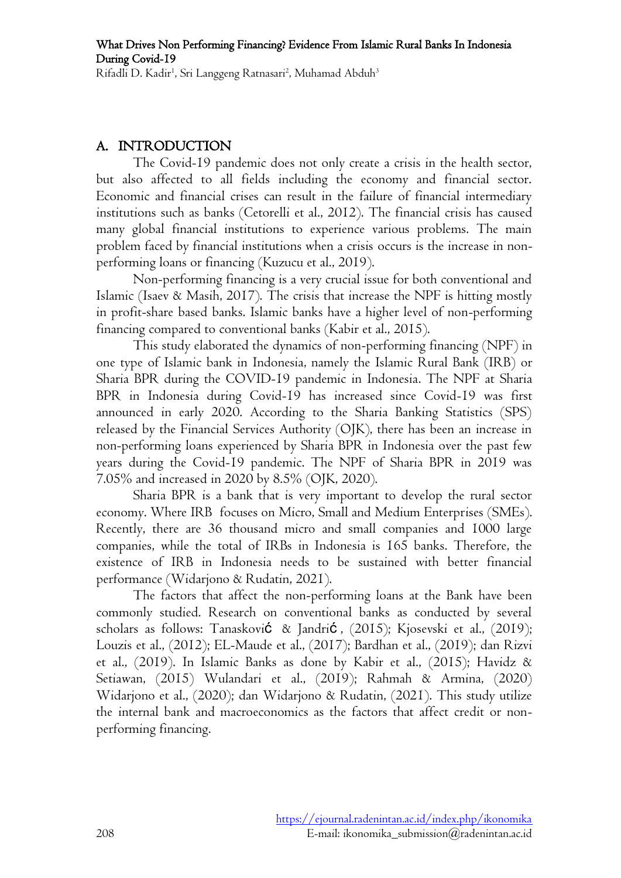## A. INTRODUCTION

The Covid-19 pandemic does not only create a crisis in the health sector, but also affected to all fields including the economy and financial sector. Economic and financial crises can result in the failure of financial intermediary institutions such as banks (Cetorelli et al., 2012). The financial crisis has caused many global financial institutions to experience various problems. The main problem faced by financial institutions when a crisis occurs is the increase in non-performing loans or financing (Kuzucu et al., 2019).

Non-performing financing is a very crucial issue for both conventional and Islamic (Isaev & Masih, 2017). The crisis that increase the NPF is hitting mostly in profit-share based banks. Islamic banks have a higher level of non-performing financing compared to conventional banks (Kabir et al., 2015).

This study elaborated the dynamics of non-performing financing (NPF) in one type of Islamic bank in Indonesia, namely the Islamic Rural Bank (IRB) or Sharia BPR during the COVID-19 pandemic in Indonesia. The NPF at Sharia BPR in Indonesia during Covid-19 has increased since Covid-19 was first announced in early 2020. According to the Sharia Banking Statistics (SPS) released by the Financial Services Authority (OJK), there has been an increase in non-performing loans experienced by Sharia BPR in Indonesia over the past few years during the Covid-19 pandemic. The NPF of Sharia BPR in 2019 was 7.05% and increased in 2020 by 8.5% (OJK, 2020).

Sharia BPR is a bank that is very important to develop the rural sector economy. Where IRB focuses on Micro, Small and Medium Enterprises (SMEs). Recently, there are 36 thousand micro and small companies and 1000 large companies, while the total of IRBs in Indonesia is 165 banks. Therefore, the existence of IRB in Indonesia needs to be sustained with better financial performance (Widarjono & Rudatin, 2021).

The factors that affect the non-performing loans at the Bank have been commonly studied. Research on conventional banks as conducted by several scholars as follows: Tanasković & Jandrić, (2015); Kjosevski et al., (2019); Louzis et al., (2012); EL-Maude et al., (2017); Bardhan et al., (2019); dan Rizvi et al., (2019). In Islamic Banks as done by Kabir et al., (2015); Havidz & Setiawan, (2015) Wulandari et al., (2019); Rahmah & Armina, (2020) Widarjono et al., (2020); dan Widarjono & Rudatin, (2021). This study utilize the internal bank and macroeconomics as the factors that affect credit or non-performing financing.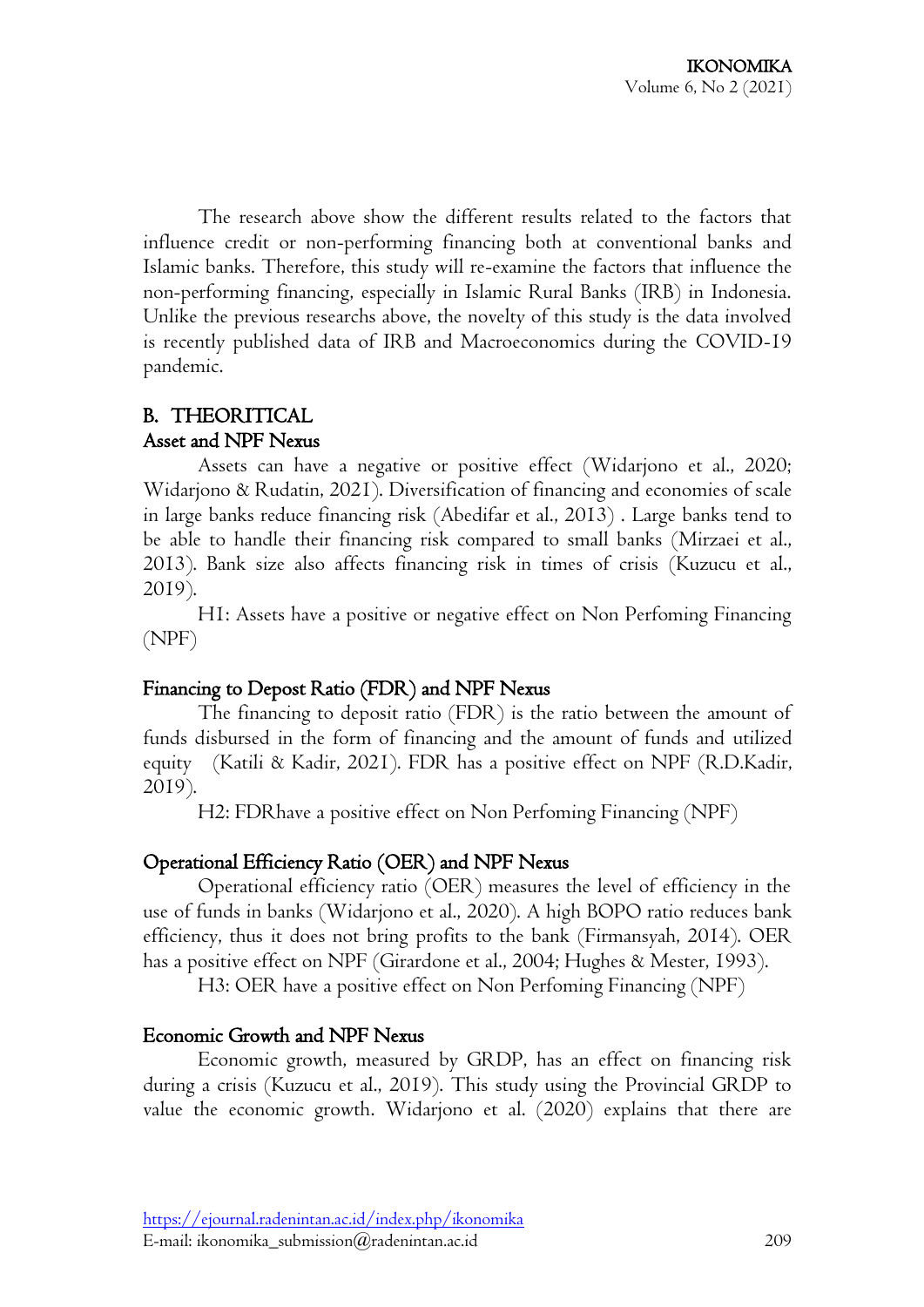The research above show the different results related to the factors that influence credit or non-performing financing both at conventional banks and Islamic banks. Therefore, this study will re-examine the factors that influence the non-performing financing, especially in Islamic Rural Banks (IRB) in Indonesia. Unlike the previous researchs above, the novelty of this study is the data involved is recently published data of IRB and Macroeconomics during the COVID-19 pandemic.

## B. THEORITICAL

### Asset and NPF Nexus

Assets can have a negative or positive effect (Widarjono et al., 2020; Widarjono & Rudatin, 2021). Diversification of financing and economies of scale in large banks reduce financing risk (Abedifar et al., 2013) . Large banks tend to be able to handle their financing risk compared to small banks (Mirzaei et al., 2013). Bank size also affects financing risk in times of crisis (Kuzucu et al., 2019).

H1: Assets have a positive or negative effect on Non Perfoming Financing (NPF)

### Financing to Depost Ratio (FDR) and NPF Nexus

The financing to deposit ratio (FDR) is the ratio between the amount of funds disbursed in the form of financing and the amount of funds and utilized equity (Katili & Kadir, 2021). FDR has a positive effect on NPF (R.D.Kadir, 2019).

H2: FDRhave a positive effect on Non Perfoming Financing (NPF)

### Operational Efficiency Ratio (OER) and NPF Nexus

Operational efficiency ratio (OER) measures the level of efficiency in the use of funds in banks (Widarjono et al., 2020). A high BOPO ratio reduces bank efficiency, thus it does not bring profits to the bank (Firmansyah, 2014). OER has a positive effect on NPF (Girardone et al., 2004; Hughes & Mester, 1993).

H3: OER have a positive effect on Non Perfoming Financing (NPF)

### Economic Growth and NPF Nexus

Economic growth, measured by GRDP, has an effect on financing risk during a crisis (Kuzucu et al., 2019). This study using the Provincial GRDP to value the economic growth. Widarjono et al. (2020) explains that there are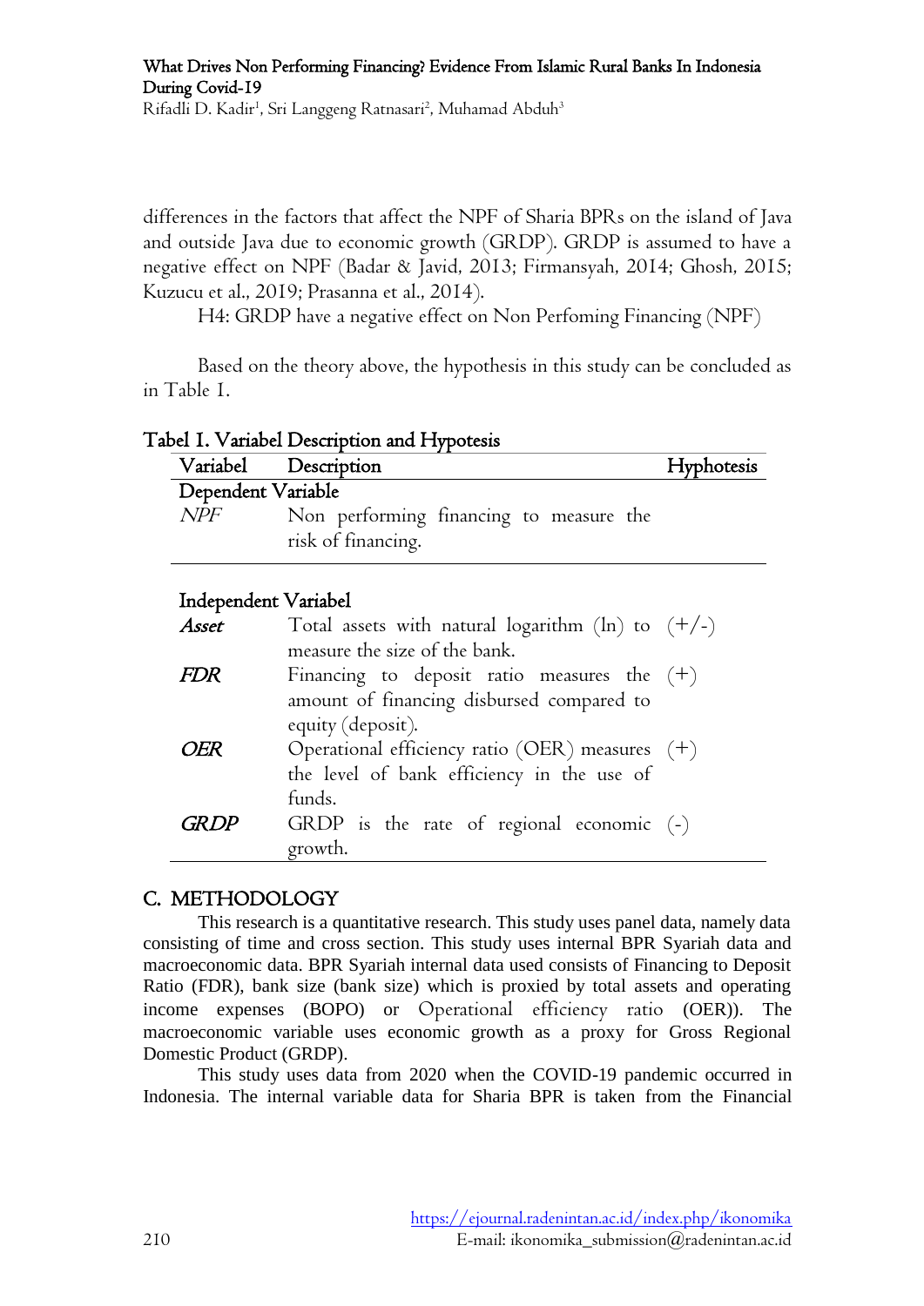differences in the factors that affect the NPF of Sharia BPRs on the island of Java and outside Java due to economic growth (GRDP). GRDP is assumed to have a negative effect on NPF (Badar & Javid, 2013; Firmansyah, 2014; Ghosh, 2015; Kuzucu et al., 2019; Prasanna et al., 2014).

H4: GRDP have a negative effect on Non Perfoming Financing (NPF)

Based on the theory above, the hypothesis in this study can be concluded as in Table 1.

**Tabel 1. Variabel Description and Hypotesis**

| Variabel | Description | Hyphotesis |
|---|---|---|
| **Dependent Variable** | | |
| *NPF* | Non performing financing to measure the risk of financing. | |
| **Independent Variabel** | | |
| ***Asset*** | Total assets with natural logarithm (ln) to measure the size of the bank. | (+/-) |
| ***FDR*** | Financing to deposit ratio measures the amount of financing disbursed compared to equity (deposit). | (+) |
| ***OER*** | Operational efficiency ratio (OER) measures the level of bank efficiency in the use of funds. | (+) |
| ***GRDP*** | GRDP is the rate of regional economic growth. | (-) |

## C. METHODOLOGY

This research is a quantitative research. This study uses panel data, namely data consisting of time and cross section. This study uses internal BPR Syariah data and macroeconomic data. BPR Syariah internal data used consists of Financing to Deposit Ratio (FDR), bank size (bank size) which is proxied by total assets and operating income expenses (BOPO) or Operational efficiency ratio (OER)). The macroeconomic variable uses economic growth as a proxy for Gross Regional Domestic Product (GRDP).

This study uses data from 2020 when the COVID-19 pandemic occurred in Indonesia. The internal variable data for Sharia BPR is taken from the Financial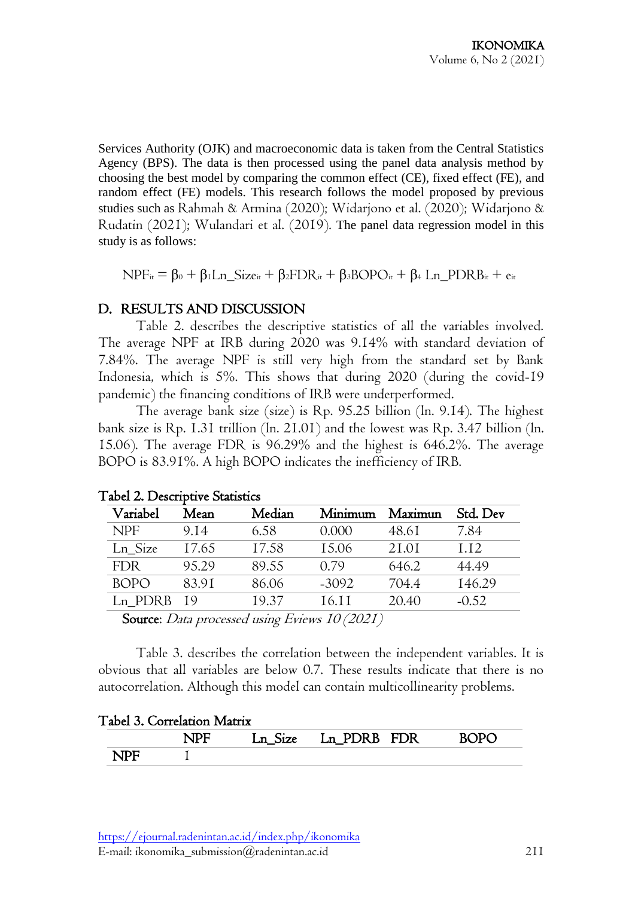Services Authority (OJK) and macroeconomic data is taken from the Central Statistics Agency (BPS). The data is then processed using the panel data analysis method by choosing the best model by comparing the common effect (CE), fixed effect (FE), and random effect (FE) models. This research follows the model proposed by previous studies such as Rahmah & Armina (2020); Widarjono et al. (2020); Widarjono & Rudatin (2021); Wulandari et al. (2019). The panel data regression model in this study is as follows:

$$NPF_{it} = \beta_0 + \beta_1 Ln\_Size_{it} + \beta_2 FDR_{it} + \beta_3 BOPO_{it} + \beta_4\ Ln\_PDRB_{it} + e_{it}$$

## D. RESULTS AND DISCUSSION

Table 2. describes the descriptive statistics of all the variables involved. The average NPF at IRB during 2020 was 9.14% with standard deviation of 7.84%. The average NPF is still very high from the standard set by Bank Indonesia, which is 5%. This shows that during 2020 (during the covid-19 pandemic) the financing conditions of IRB were underperformed.

The average bank size (size) is Rp. 95.25 billion (ln. 9.14). The highest bank size is Rp. 1.31 trillion (ln. 21.01) and the lowest was Rp. 3.47 billion (ln. 15.06). The average FDR is 96.29% and the highest is 646.2%. The average BOPO is 83.91%. A high BOPO indicates the inefficiency of IRB.

**Tabel 2. Descriptive Statistics**

| Variabel | Mean | Median | Minimum | Maximun | Std. Dev |
|---|---|---|---|---|---|
| NPF | 9.14 | 6.58 | 0.000 | 48.61 | 7.84 |
| Ln_Size | 17.65 | 17.58 | 15.06 | 21.01 | 1.12 |
| FDR | 95.29 | 89.55 | 0.79 | 646.2 | 44.49 |
| BOPO | 83.91 | 86.06 | -3092 | 704.4 | 146.29 |
| Ln_PDRB | 19 | 19.37 | 16.11 | 20.40 | -0.52 |

**Source**: *Data processed using Eviews 10 (2021)*

Table 3. describes the correlation between the independent variables. It is obvious that all variables are below 0.7. These results indicate that there is no autocorrelation. Although this model can contain multicollinearity problems.

**Tabel 3. Correlation Matrix**

| | NPF | Ln_Size | Ln_PDRB | FDR | BOPO |
|---|---|---|---|---|---|
| **NPF** | 1 | | | | |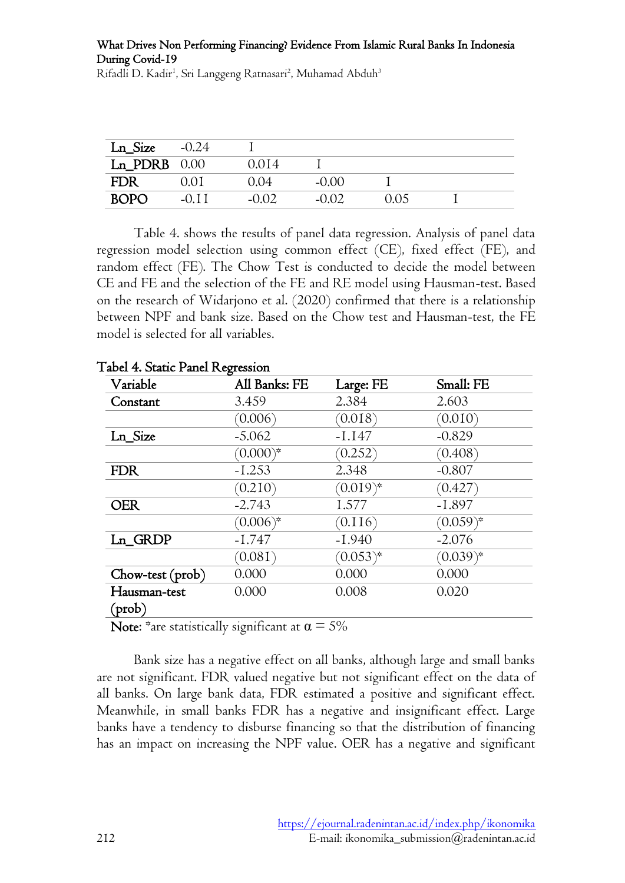| Ln_Size | -0.24 | 1 | | | |
|---|---|---|---|---|---|
| Ln_PDRB | 0.00 | 0.014 | 1 | | |
| FDR | 0.01 | 0.04 | -0.00 | 1 | |
| BOPO | -0.11 | -0.02 | -0.02 | 0.05 | 1 |

Table 4. shows the results of panel data regression. Analysis of panel data regression model selection using common effect (CE), fixed effect (FE), and random effect (FE). The Chow Test is conducted to decide the model between CE and FE and the selection of the FE and RE model using Hausman-test. Based on the research of Widarjono et al. (2020) confirmed that there is a relationship between NPF and bank size. Based on the Chow test and Hausman-test, the FE model is selected for all variables.

**Tabel 4. Static Panel Regression**

| Variable | All Banks: FE | Large: FE | Small: FE |
|---|---|---|---|
| Constant | 3.459 | 2.384 | 2.603 |
| | (0.006) | (0.018) | (0.010) |
| Ln_Size | -5.062 | -1.147 | -0.829 |
| | (0.000)* | (0.252) | (0.408) |
| FDR | -1.253 | 2.348 | -0.807 |
| | (0.210) | (0.019)* | (0.427) |
| OER | -2.743 | 1.577 | -1.897 |
| | (0.006)* | (0.116) | (0.059)* |
| Ln_GRDP | -1.747 | -1.940 | -2.076 |
| | (0.081) | (0.053)* | (0.039)* |
| Chow-test (prob) | 0.000 | 0.000 | 0.000 |
| Hausman-test (prob) | 0.000 | 0.008 | 0.020 |

**Note**: *are statistically significant at $\alpha = 5\%$

Bank size has a negative effect on all banks, although large and small banks are not significant. FDR valued negative but not significant effect on the data of all banks. On large bank data, FDR estimated a positive and significant effect. Meanwhile, in small banks FDR has a negative and insignificant effect. Large banks have a tendency to disburse financing so that the distribution of financing has an impact on increasing the NPF value. OER has a negative and significant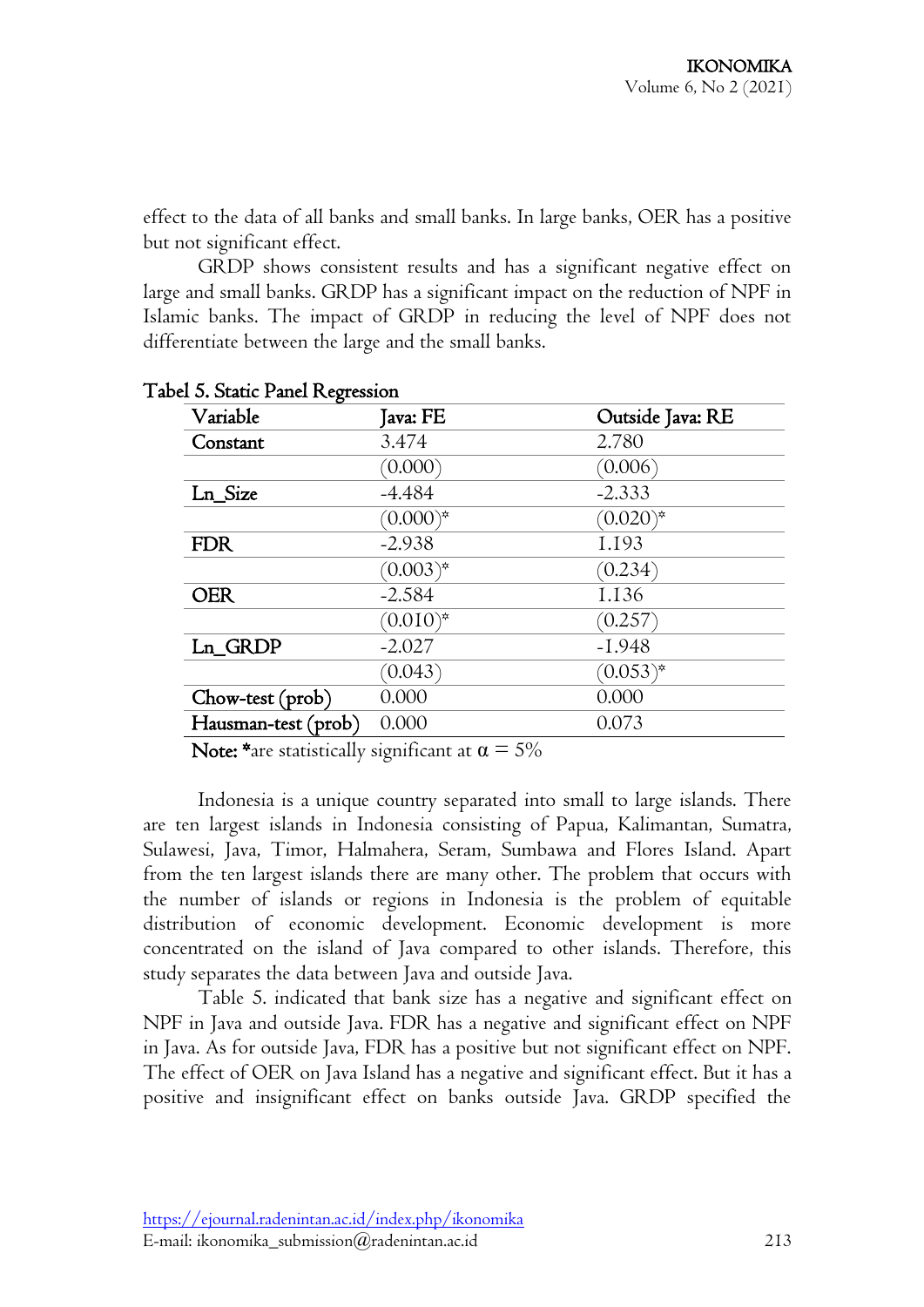effect to the data of all banks and small banks. In large banks, OER has a positive but not significant effect.

GRDP shows consistent results and has a significant negative effect on large and small banks. GRDP has a significant impact on the reduction of NPF in Islamic banks. The impact of GRDP in reducing the level of NPF does not differentiate between the large and the small banks.

Tabel 5. Static Panel Regression

| Variable | Java: FE | Outside Java: RE |
|---|---|---|
| **Constant** | 3.474 | 2.780 |
| | (0.000) | (0.006) |
| **Ln_Size** | -4.484 | -2.333 |
| | (0.000)* | (0.020)* |
| **FDR** | -2.938 | 1.193 |
| | (0.003)* | (0.234) |
| **OER** | -2.584 | 1.136 |
| | (0.010)* | (0.257) |
| **Ln_GRDP** | -2.027 | -1.948 |
| | (0.043) | (0.053)* |
| **Chow-test (prob)** | 0.000 | 0.000 |
| **Hausman-test (prob)** | 0.000 | 0.073 |

**Note:** *are statistically significant at $\alpha = 5\%$

Indonesia is a unique country separated into small to large islands. There are ten largest islands in Indonesia consisting of Papua, Kalimantan, Sumatra, Sulawesi, Java, Timor, Halmahera, Seram, Sumbawa and Flores Island. Apart from the ten largest islands there are many other. The problem that occurs with the number of islands or regions in Indonesia is the problem of equitable distribution of economic development. Economic development is more concentrated on the island of Java compared to other islands. Therefore, this study separates the data between Java and outside Java.

Table 5. indicated that bank size has a negative and significant effect on NPF in Java and outside Java. FDR has a negative and significant effect on NPF in Java. As for outside Java, FDR has a positive but not significant effect on NPF. The effect of OER on Java Island has a negative and significant effect. But it has a positive and insignificant effect on banks outside Java. GRDP specified the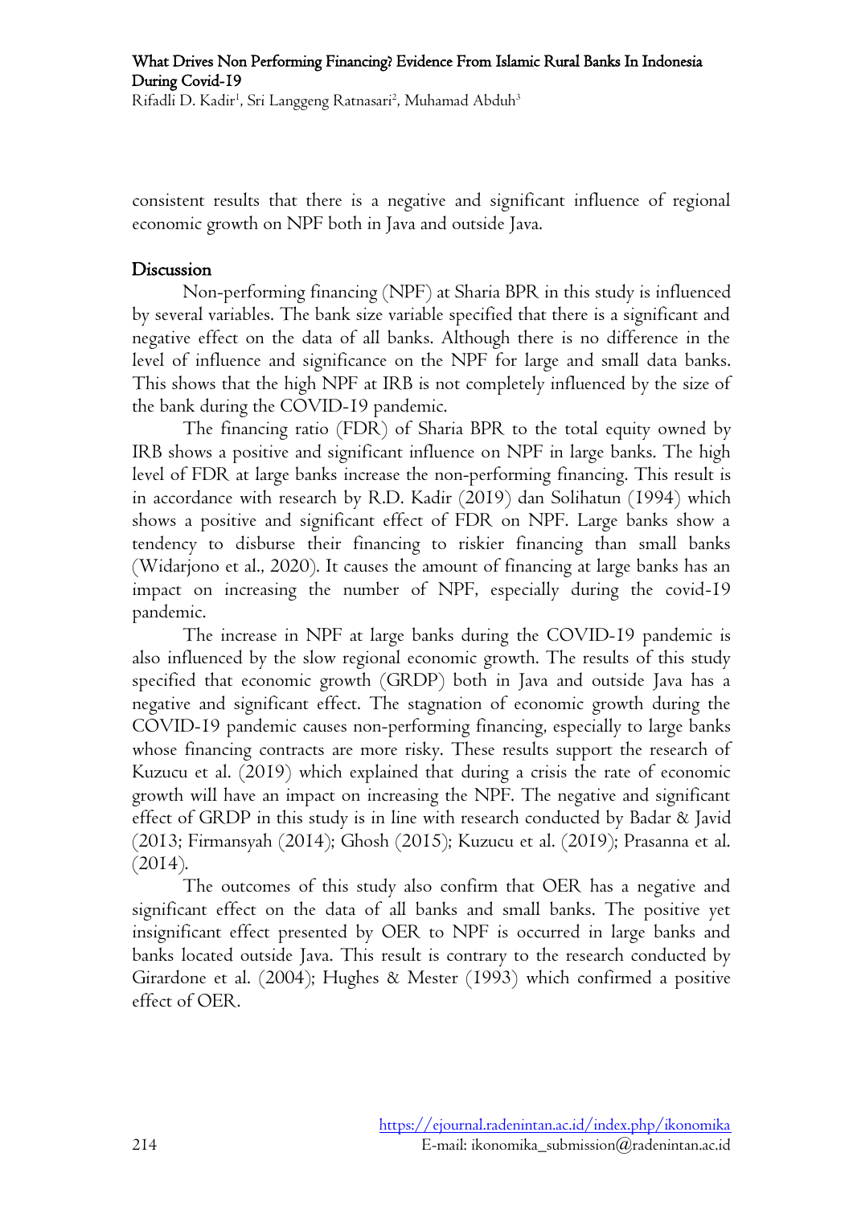consistent results that there is a negative and significant influence of regional economic growth on NPF both in Java and outside Java.

## Discussion

Non-performing financing (NPF) at Sharia BPR in this study is influenced by several variables. The bank size variable specified that there is a significant and negative effect on the data of all banks. Although there is no difference in the level of influence and significance on the NPF for large and small data banks. This shows that the high NPF at IRB is not completely influenced by the size of the bank during the COVID-19 pandemic.

The financing ratio (FDR) of Sharia BPR to the total equity owned by IRB shows a positive and significant influence on NPF in large banks. The high level of FDR at large banks increase the non-performing financing. This result is in accordance with research by R.D. Kadir (2019) dan Solihatun (1994) which shows a positive and significant effect of FDR on NPF. Large banks show a tendency to disburse their financing to riskier financing than small banks (Widarjono et al., 2020). It causes the amount of financing at large banks has an impact on increasing the number of NPF, especially during the covid-19 pandemic.

The increase in NPF at large banks during the COVID-19 pandemic is also influenced by the slow regional economic growth. The results of this study specified that economic growth (GRDP) both in Java and outside Java has a negative and significant effect. The stagnation of economic growth during the COVID-19 pandemic causes non-performing financing, especially to large banks whose financing contracts are more risky. These results support the research of Kuzucu et al. (2019) which explained that during a crisis the rate of economic growth will have an impact on increasing the NPF. The negative and significant effect of GRDP in this study is in line with research conducted by Badar & Javid (2013; Firmansyah (2014); Ghosh (2015); Kuzucu et al. (2019); Prasanna et al. (2014).

The outcomes of this study also confirm that OER has a negative and significant effect on the data of all banks and small banks. The positive yet insignificant effect presented by OER to NPF is occurred in large banks and banks located outside Java. This result is contrary to the research conducted by Girardone et al. (2004); Hughes & Mester (1993) which confirmed a positive effect of OER.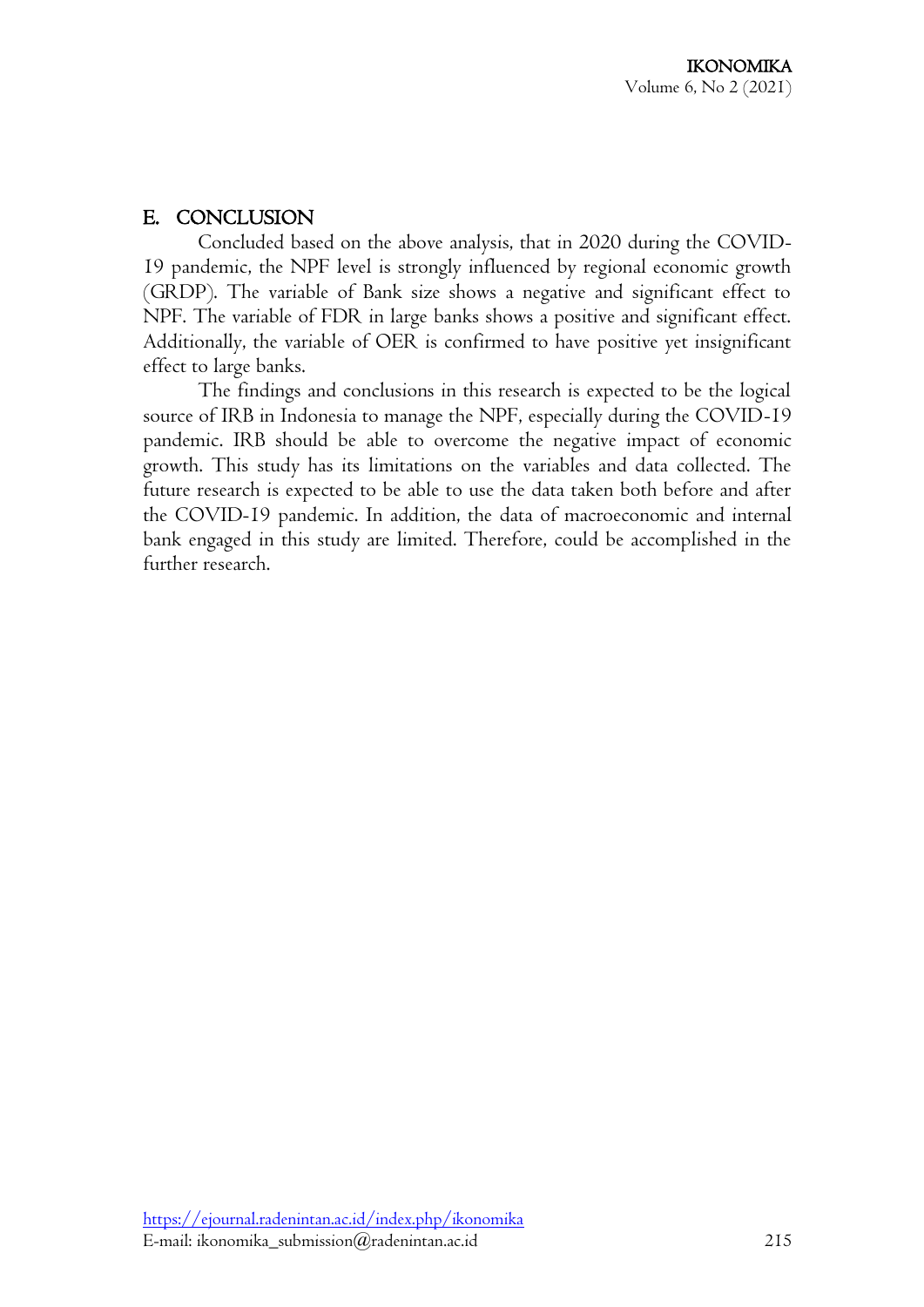## E. CONCLUSION

Concluded based on the above analysis, that in 2020 during the COVID-19 pandemic, the NPF level is strongly influenced by regional economic growth (GRDP). The variable of Bank size shows a negative and significant effect to NPF. The variable of FDR in large banks shows a positive and significant effect. Additionally, the variable of OER is confirmed to have positive yet insignificant effect to large banks.

The findings and conclusions in this research is expected to be the logical source of IRB in Indonesia to manage the NPF, especially during the COVID-19 pandemic. IRB should be able to overcome the negative impact of economic growth. This study has its limitations on the variables and data collected. The future research is expected to be able to use the data taken both before and after the COVID-19 pandemic. In addition, the data of macroeconomic and internal bank engaged in this study are limited. Therefore, could be accomplished in the further research.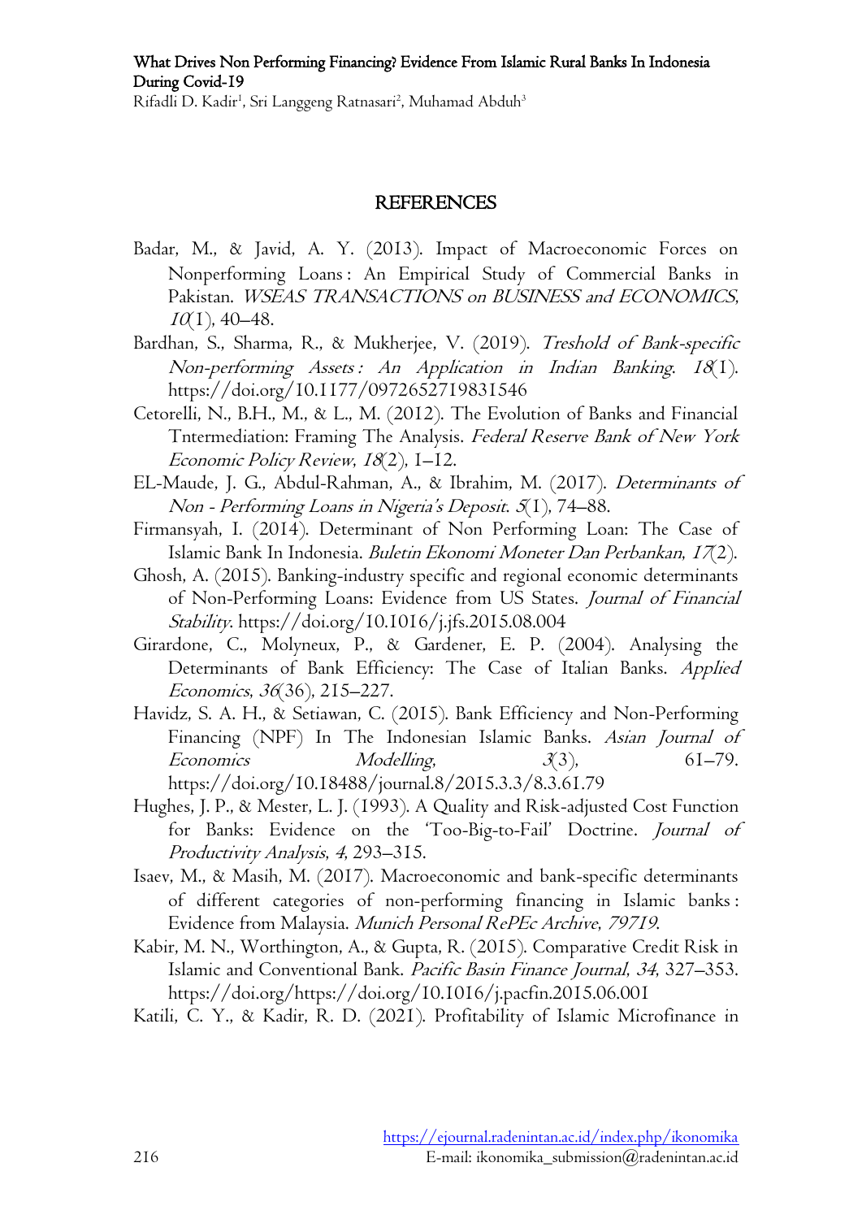## REFERENCES

Badar, M., & Javid, A. Y. (2013). Impact of Macroeconomic Forces on Nonperforming Loans : An Empirical Study of Commercial Banks in Pakistan. *WSEAS TRANSACTIONS on BUSINESS and ECONOMICS*, *10*(1), 40–48.

Bardhan, S., Sharma, R., & Mukherjee, V. (2019). *Treshold of Bank-specific Non-performing Assets : An Application in Indian Banking*. *18*(1). https://doi.org/10.1177/0972652719831546

Cetorelli, N., B.H., M., & L., M. (2012). The Evolution of Banks and Financial Tntermediation: Framing The Analysis. *Federal Reserve Bank of New York Economic Policy Review*, *18*(2), 1–12.

EL-Maude, J. G., Abdul-Rahman, A., & Ibrahim, M. (2017). *Determinants of Non - Performing Loans in Nigeria's Deposit*. *5*(1), 74–88.

Firmansyah, I. (2014). Determinant of Non Performing Loan: The Case of Islamic Bank In Indonesia. *Buletin Ekonomi Moneter Dan Perbankan*, *17*(2).

Ghosh, A. (2015). Banking-industry specific and regional economic determinants of Non-Performing Loans: Evidence from US States. *Journal of Financial Stability*. https://doi.org/10.1016/j.jfs.2015.08.004

Girardone, C., Molyneux, P., & Gardener, E. P. (2004). Analysing the Determinants of Bank Efficiency: The Case of Italian Banks. *Applied Economics*, *36*(36), 215–227.

Havidz, S. A. H., & Setiawan, C. (2015). Bank Efficiency and Non-Performing Financing (NPF) In The Indonesian Islamic Banks. *Asian Journal of Economics Modelling*, *3*(3), 61–79. https://doi.org/10.18488/journal.8/2015.3.3/8.3.61.79

Hughes, J. P., & Mester, L. J. (1993). A Quality and Risk-adjusted Cost Function for Banks: Evidence on the 'Too-Big-to-Fail' Doctrine. *Journal of Productivity Analysis*, *4*, 293–315.

Isaev, M., & Masih, M. (2017). Macroeconomic and bank-specific determinants of different categories of non-performing financing in Islamic banks : Evidence from Malaysia. *Munich Personal RePEc Archive*, *79719*.

Kabir, M. N., Worthington, A., & Gupta, R. (2015). Comparative Credit Risk in Islamic and Conventional Bank. *Pacific Basin Finance Journal*, *34*, 327–353. https://doi.org/https://doi.org/10.1016/j.pacfin.2015.06.001

Katili, C. Y., & Kadir, R. D. (2021). Profitability of Islamic Microfinance in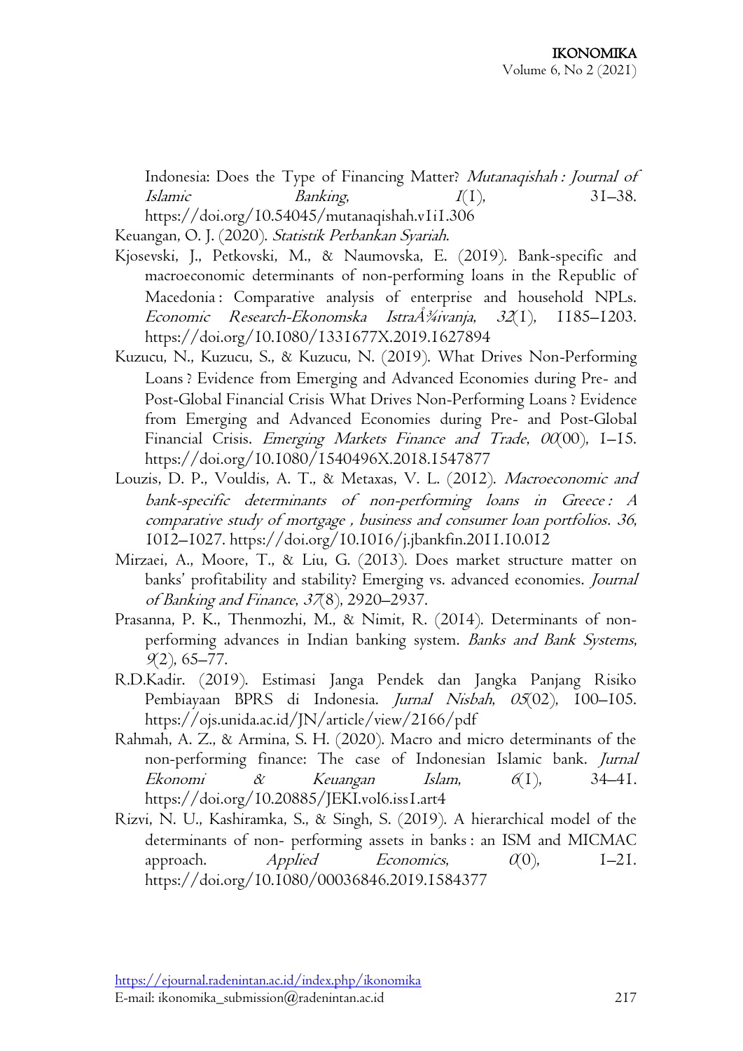Indonesia: Does the Type of Financing Matter? *Mutanaqishah : Journal of Islamic Banking*, *1*(1), 31–38. https://doi.org/10.54045/mutanaqishah.v1i1.306

Keuangan, O. J. (2020). *Statistik Perbankan Syariah*.

Kjosevski, J., Petkovski, M., & Naumovska, E. (2019). Bank-specific and macroeconomic determinants of non-performing loans in the Republic of Macedonia : Comparative analysis of enterprise and household NPLs. *Economic Research-Ekonomska IstraÅ¾ivanja*, *32*(1), 1185–1203. https://doi.org/10.1080/1331677X.2019.1627894

Kuzucu, N., Kuzucu, S., & Kuzucu, N. (2019). What Drives Non-Performing Loans ? Evidence from Emerging and Advanced Economies during Pre- and Post-Global Financial Crisis What Drives Non-Performing Loans ? Evidence from Emerging and Advanced Economies during Pre- and Post-Global Financial Crisis. *Emerging Markets Finance and Trade*, *00*(00), 1–15. https://doi.org/10.1080/1540496X.2018.1547877

Louzis, D. P., Vouldis, A. T., & Metaxas, V. L. (2012). *Macroeconomic and bank-specific determinants of non-performing loans in Greece : A comparative study of mortgage , business and consumer loan portfolios*. *36*, 1012–1027. https://doi.org/10.1016/j.jbankfin.2011.10.012

Mirzaei, A., Moore, T., & Liu, G. (2013). Does market structure matter on banks' profitability and stability? Emerging vs. advanced economies. *Journal of Banking and Finance*, *37*(8), 2920–2937.

Prasanna, P. K., Thenmozhi, M., & Nimit, R. (2014). Determinants of non-performing advances in Indian banking system. *Banks and Bank Systems*, *9*(2), 65–77.

R.D.Kadir. (2019). Estimasi Janga Pendek dan Jangka Panjang Risiko Pembiayaan BPRS di Indonesia. *Jurnal Nisbah*, *05*(02), 100–105. https://ojs.unida.ac.id/JN/article/view/2166/pdf

Rahmah, A. Z., & Armina, S. H. (2020). Macro and micro determinants of the non-performing finance: The case of Indonesian Islamic bank. *Jurnal Ekonomi & Keuangan Islam*, *6*(1), 34–41. https://doi.org/10.20885/JEKI.vol6.iss1.art4

Rizvi, N. U., Kashiramka, S., & Singh, S. (2019). A hierarchical model of the determinants of non- performing assets in banks : an ISM and MICMAC approach. *Applied Economics*, *0*(0), 1–21. https://doi.org/10.1080/00036846.2019.1584377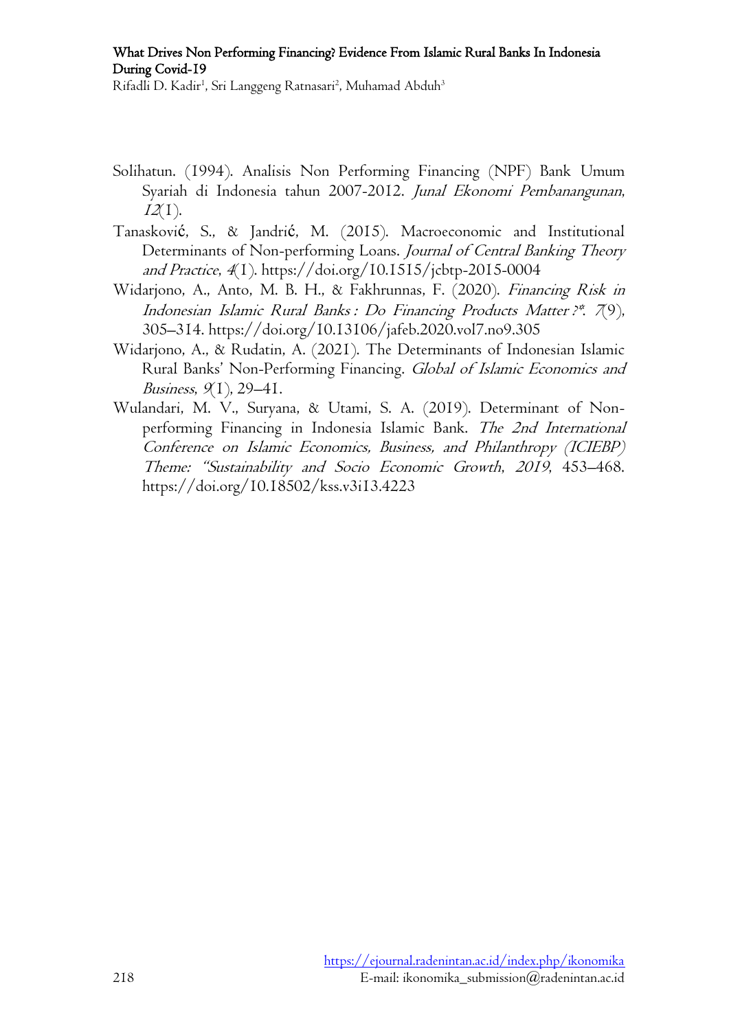Solihatun. (1994). Analisis Non Performing Financing (NPF) Bank Umum Syariah di Indonesia tahun 2007-2012. *Junal Ekonomi Pembanangunan*, *12*(1).

Tanasković, S., & Jandrić, M. (2015). Macroeconomic and Institutional Determinants of Non-performing Loans. *Journal of Central Banking Theory and Practice*, *4*(1). https://doi.org/10.1515/jcbtp-2015-0004

Widarjono, A., Anto, M. B. H., & Fakhrunnas, F. (2020). *Financing Risk in Indonesian Islamic Rural Banks : Do Financing Products Matter ?\**. *7*(9), 305–314. https://doi.org/10.13106/jafeb.2020.vol7.no9.305

Widarjono, A., & Rudatin, A. (2021). The Determinants of Indonesian Islamic Rural Banks' Non-Performing Financing. *Global of Islamic Economics and Business*, *9*(1), 29–41.

Wulandari, M. V., Suryana, & Utami, S. A. (2019). Determinant of Non-performing Financing in Indonesia Islamic Bank. *The 2nd International Conference on Islamic Economics, Business, and Philanthropy (ICIEBP) Theme: "Sustainability and Socio Economic Growth*, *2019*, 453–468. https://doi.org/10.18502/kss.v3i13.4223